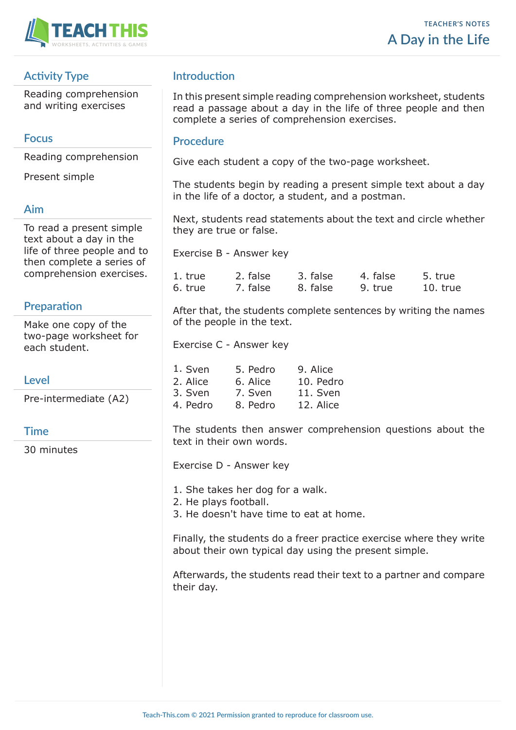TEACHER'S NOTES

# A Day in the Life

## Activity Type

Reading comprehension and writing exercises

## Focus

Reading comprehension

Present simple

## Aim

To read a present simple text about a day in the life of three people and to then complete a series of comprehension exercises.

## Preparation

Make one copy of the two-page worksheet for each student.

## Level

Pre-intermediate (A2)

## Time

30 minutes

## Introduction

In this present simple reading comprehension worksheet, students read a passage about a day in the life of three people and then complete a series of comprehension exercises.

## Procedure

Give each student a copy of the two-page worksheet.

The students begin by reading a present simple text about a day in the life of a doctor, a student, and a postman.

Next, students read statements about the text and circle whether they are true or false.

Exercise B - Answer key

| | | | | |
|---|---|---|---|---|
| 1. true | 2. false | 3. false | 4. false | 5. true |
| 6. true | 7. false | 8. false | 9. true | 10. true |

After that, the students complete sentences by writing the names of the people in the text.

Exercise C - Answer key

| | | |
|---|---|---|
| 1. Sven | 5. Pedro | 9. Alice |
| 2. Alice | 6. Alice | 10. Pedro |
| 3. Sven | 7. Sven | 11. Sven |
| 4. Pedro | 8. Pedro | 12. Alice |

The students then answer comprehension questions about the text in their own words.

Exercise D - Answer key

1. She takes her dog for a walk.
2. He plays football.
3. He doesn't have time to eat at home.

Finally, the students do a freer practice exercise where they write about their own typical day using the present simple.

Afterwards, the students read their text to a partner and compare their day.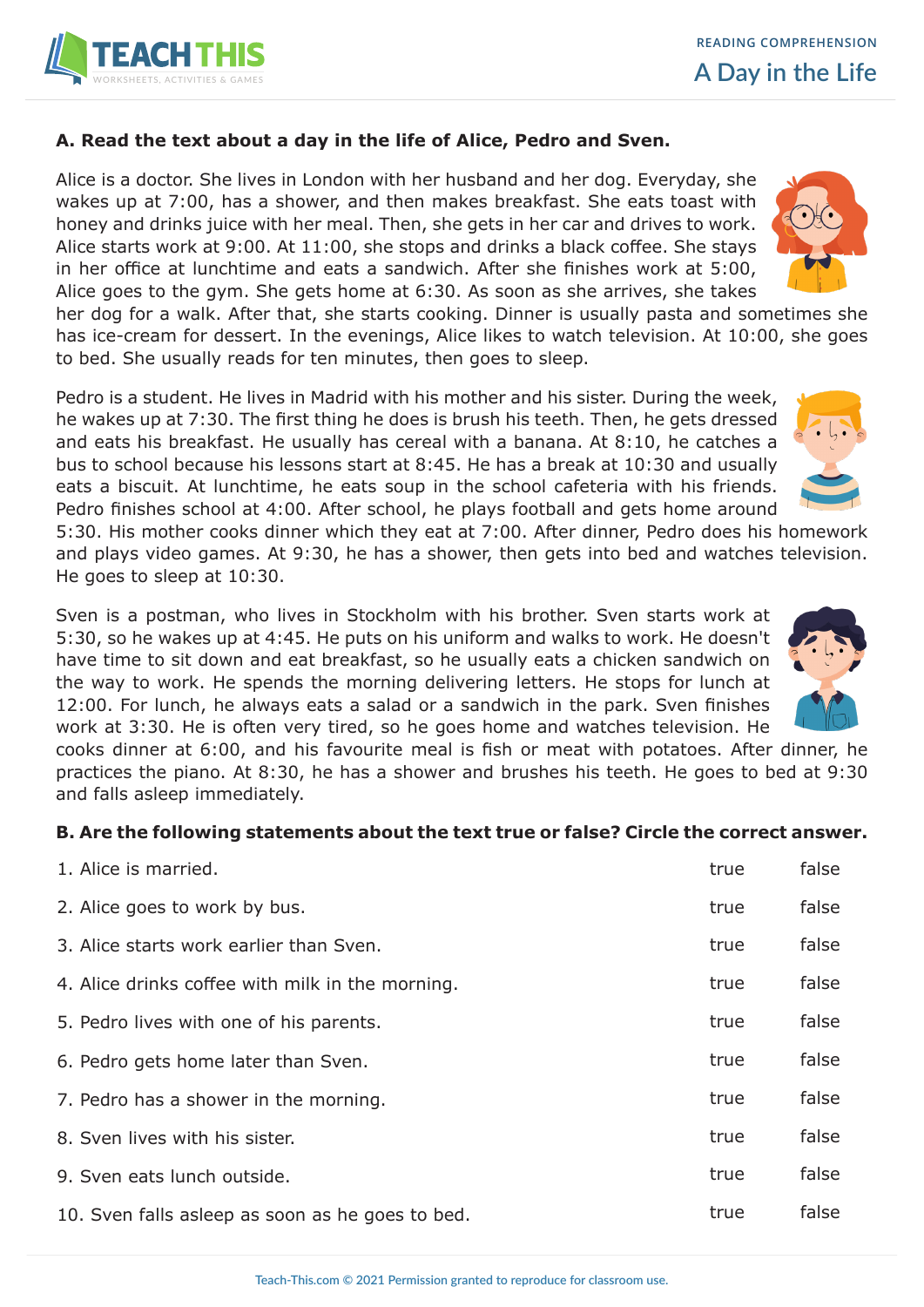# A Day in the Life

## A. Read the text about a day in the life of Alice, Pedro and Sven.

Alice is a doctor. She lives in London with her husband and her dog. Everyday, she wakes up at 7:00, has a shower, and then makes breakfast. She eats toast with honey and drinks juice with her meal. Then, she gets in her car and drives to work. Alice starts work at 9:00. At 11:00, she stops and drinks a black coffee. She stays in her office at lunchtime and eats a sandwich. After she finishes work at 5:00, Alice goes to the gym. She gets home at 6:30. As soon as she arrives, she takes her dog for a walk. After that, she starts cooking. Dinner is usually pasta and sometimes she has ice-cream for dessert. In the evenings, Alice likes to watch television. At 10:00, she goes to bed. She usually reads for ten minutes, then goes to sleep.

Pedro is a student. He lives in Madrid with his mother and his sister. During the week, he wakes up at 7:30. The first thing he does is brush his teeth. Then, he gets dressed and eats his breakfast. He usually has cereal with a banana. At 8:10, he catches a bus to school because his lessons start at 8:45. He has a break at 10:30 and usually eats a biscuit. At lunchtime, he eats soup in the school cafeteria with his friends. Pedro finishes school at 4:00. After school, he plays football and gets home around 5:30. His mother cooks dinner which they eat at 7:00. After dinner, Pedro does his homework and plays video games. At 9:30, he has a shower, then gets into bed and watches television. He goes to sleep at 10:30.

Sven is a postman, who lives in Stockholm with his brother. Sven starts work at 5:30, so he wakes up at 4:45. He puts on his uniform and walks to work. He doesn't have time to sit down and eat breakfast, so he usually eats a chicken sandwich on the way to work. He spends the morning delivering letters. He stops for lunch at 12:00. For lunch, he always eats a salad or a sandwich in the park. Sven finishes work at 3:30. He is often very tired, so he goes home and watches television. He cooks dinner at 6:00, and his favourite meal is fish or meat with potatoes. After dinner, he practices the piano. At 8:30, he has a shower and brushes his teeth. He goes to bed at 9:30 and falls asleep immediately.

## B. Are the following statements about the text true or false? Circle the correct answer.

| | | |
|---|---|---|
| 1. Alice is married. | true | false |
| 2. Alice goes to work by bus. | true | false |
| 3. Alice starts work earlier than Sven. | true | false |
| 4. Alice drinks coffee with milk in the morning. | true | false |
| 5. Pedro lives with one of his parents. | true | false |
| 6. Pedro gets home later than Sven. | true | false |
| 7. Pedro has a shower in the morning. | true | false |
| 8. Sven lives with his sister. | true | false |
| 9. Sven eats lunch outside. | true | false |
| 10. Sven falls asleep as soon as he goes to bed. | true | false |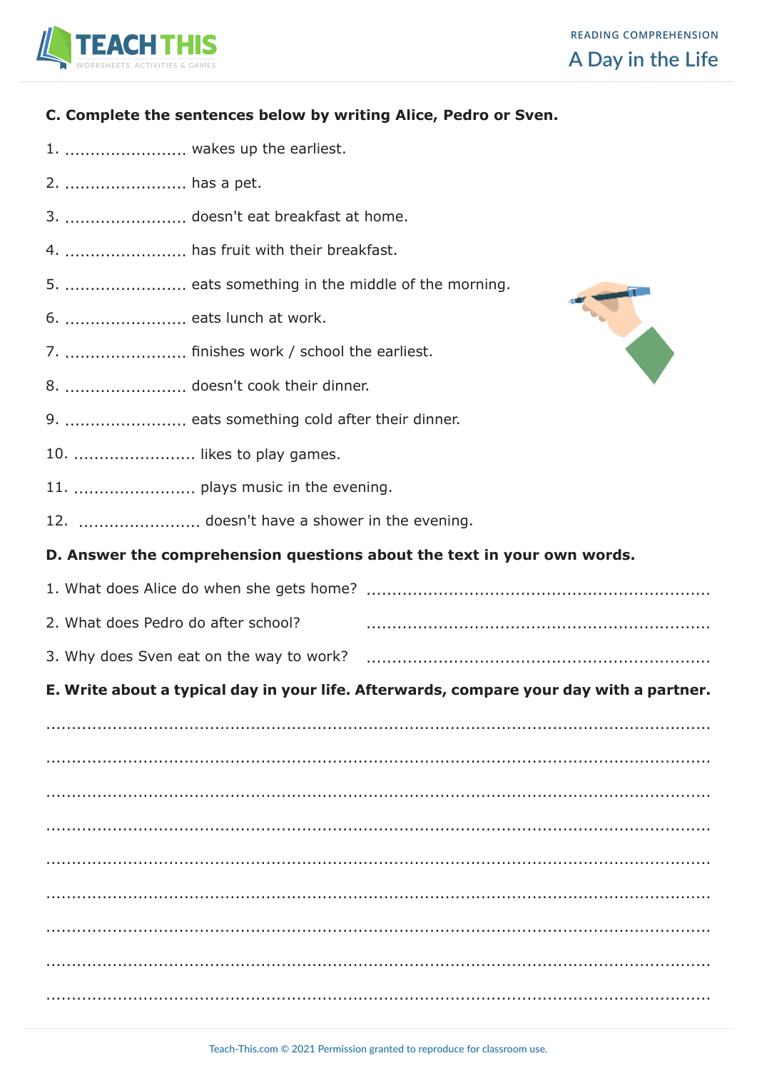**C. Complete the sentences below by writing Alice, Pedro or Sven.**

1. ........................ wakes up the earliest.
2. ........................ has a pet.
3. ........................ doesn't eat breakfast at home.
4. ........................ has fruit with their breakfast.
5. ........................ eats something in the middle of the morning.
6. ........................ eats lunch at work.
7. ........................ finishes work / school the earliest.
8. ........................ doesn't cook their dinner.
9. ........................ eats something cold after their dinner.
10. ........................ likes to play games.
11. ........................ plays music in the evening.
12. ........................ doesn't have a shower in the evening.

**D. Answer the comprehension questions about the text in your own words.**

1. What does Alice do when she gets home? ..................................................................
2. What does Pedro do after school? ..................................................................
3. Why does Sven eat on the way to work? ..................................................................

**E. Write about a typical day in your life. Afterwards, compare your day with a partner.**

..........................................................................................................................................

..........................................................................................................................................

..........................................................................................................................................

..........................................................................................................................................

..........................................................................................................................................

..........................................................................................................................................

..........................................................................................................................................

..........................................................................................................................................

..........................................................................................................................................